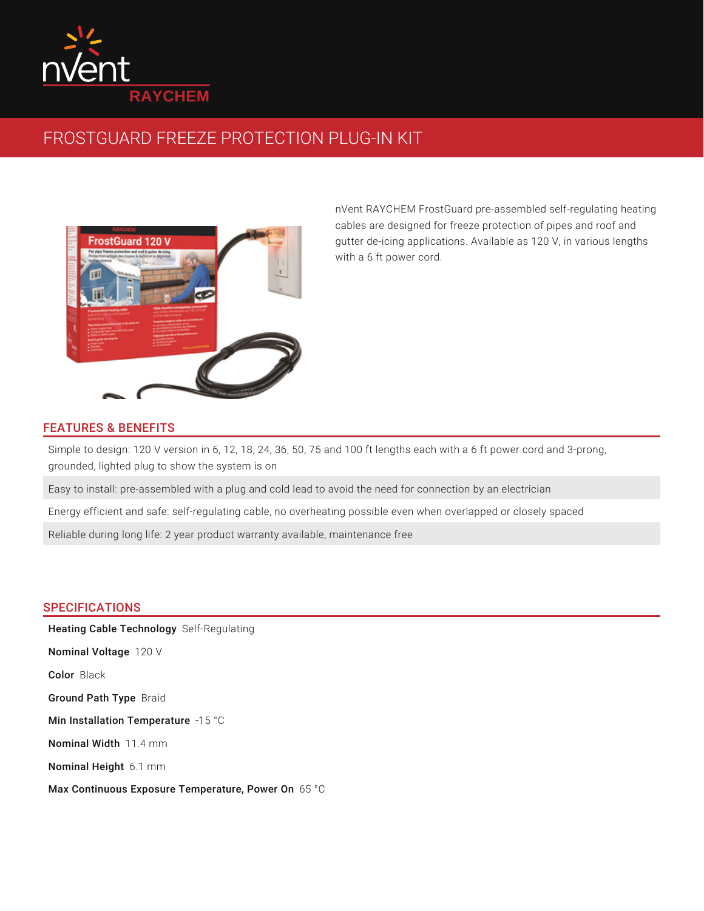nVent RAYCHEM

# FROSTGUARD FREEZE PROTECTION PLUG-IN KIT

nVent RAYCHEM FrostGuard pre-assembled self-regulating heating cables are designed for freeze protection of pipes and roof and gutter de-icing applications. Available as 120 V, in various lengths with a 6 ft power cord.

## FEATURES & BENEFITS

Simple to design: 120 V version in 6, 12, 18, 24, 36, 50, 75 and 100 ft lengths each with a 6 ft power cord and 3-prong, grounded, lighted plug to show the system is on

Easy to install: pre-assembled with a plug and cold lead to avoid the need for connection by an electrician

Energy efficient and safe: self-regulating cable, no overheating possible even when overlapped or closely spaced

Reliable during long life: 2 year product warranty available, maintenance free

## SPECIFICATIONS

**Heating Cable Technology** Self-Regulating

**Nominal Voltage** 120 V

**Color** Black

**Ground Path Type** Braid

**Min Installation Temperature** -15 °C

**Nominal Width** 11.4 mm

**Nominal Height** 6.1 mm

**Max Continuous Exposure Temperature, Power On** 65 °C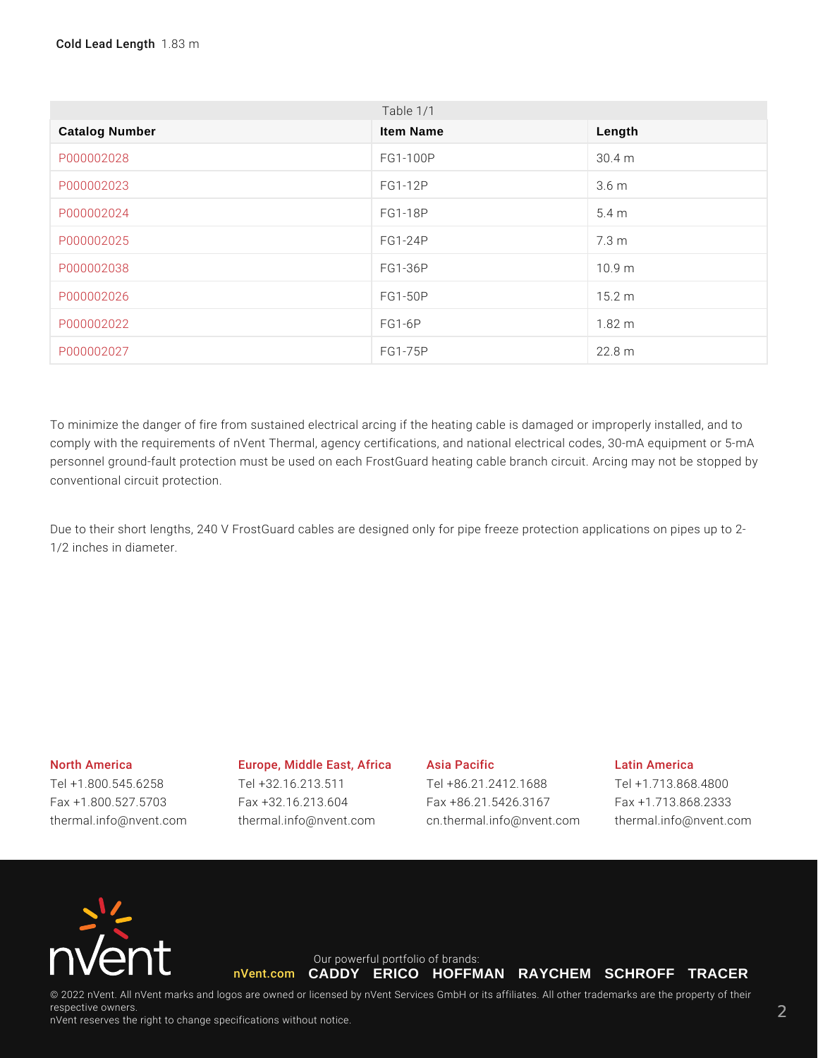**Cold Lead Length** 1.83 m

| Table 1/1 | | |
|---|---|---|
| **Catalog Number** | **Item Name** | **Length** |
| P000002028 | FG1-100P | 30.4 m |
| P000002023 | FG1-12P | 3.6 m |
| P000002024 | FG1-18P | 5.4 m |
| P000002025 | FG1-24P | 7.3 m |
| P000002038 | FG1-36P | 10.9 m |
| P000002026 | FG1-50P | 15.2 m |
| P000002022 | FG1-6P | 1.82 m |
| P000002027 | FG1-75P | 22.8 m |

To minimize the danger of fire from sustained electrical arcing if the heating cable is damaged or improperly installed, and to comply with the requirements of nVent Thermal, agency certifications, and national electrical codes, 30-mA equipment or 5-mA personnel ground-fault protection must be used on each FrostGuard heating cable branch circuit. Arcing may not be stopped by conventional circuit protection.

Due to their short lengths, 240 V FrostGuard cables are designed only for pipe freeze protection applications on pipes up to 2-1/2 inches in diameter.

**North America**
Tel +1.800.545.6258
Fax +1.800.527.5703
thermal.info@nvent.com

**Europe, Middle East, Africa**
Tel +32.16.213.511
Fax +32.16.213.604
thermal.info@nvent.com

**Asia Pacific**
Tel +86.21.2412.1688
Fax +86.21.5426.3167
cn.thermal.info@nvent.com

**Latin America**
Tel +1.713.868.4800
Fax +1.713.868.2333
thermal.info@nvent.com

nVent

Our powerful portfolio of brands:
**nVent.com** **CADDY** **ERICO** **HOFFMAN** **RAYCHEM** **SCHROFF** **TRACER**

© 2022 nVent. All nVent marks and logos are owned or licensed by nVent Services GmbH or its affiliates. All other trademarks are the property of their respective owners.
nVent reserves the right to change specifications without notice.